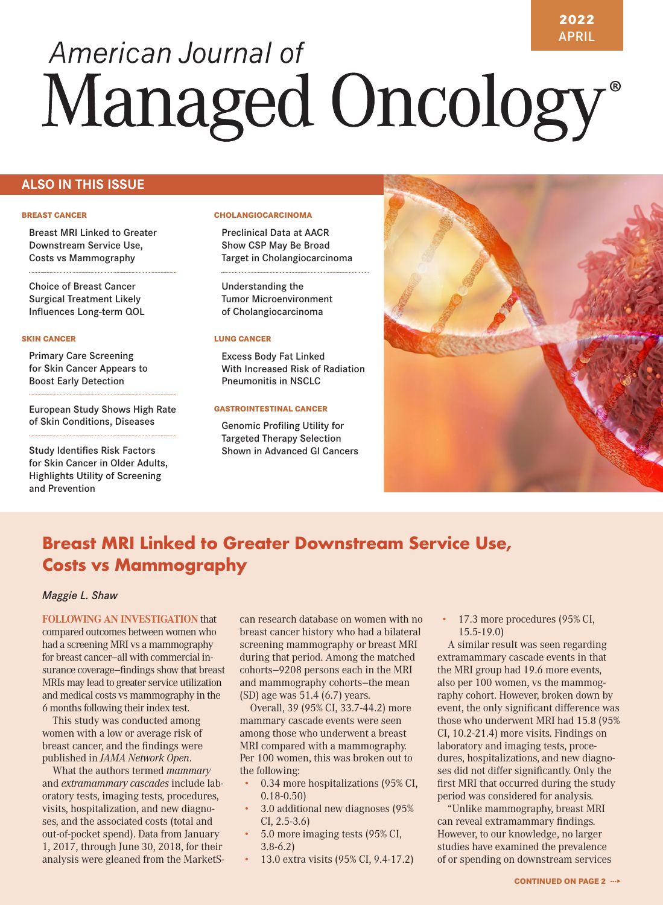2022 APRIL

# American Journal of Managed Oncology®

## ALSO IN THIS ISSUE

**BREAST CANCER**

Breast MRI Linked to Greater Downstream Service Use, Costs vs Mammography

Choice of Breast Cancer Surgical Treatment Likely Influences Long-term QOL

**SKIN CANCER**

Primary Care Screening for Skin Cancer Appears to Boost Early Detection

European Study Shows High Rate of Skin Conditions, Diseases

Study Identifies Risk Factors for Skin Cancer in Older Adults, Highlights Utility of Screening and Prevention

**CHOLANGIOCARCINOMA**

Preclinical Data at AACR Show CSP May Be Broad Target in Cholangiocarcinoma

Understanding the Tumor Microenvironment of Cholangiocarcinoma

**LUNG CANCER**

Excess Body Fat Linked With Increased Risk of Radiation Pneumonitis in NSCLC

**GASTROINTESTINAL CANCER**

Genomic Profiling Utility for Targeted Therapy Selection Shown in Advanced GI Cancers

## Breast MRI Linked to Greater Downstream Service Use, Costs vs Mammography

*Maggie L. Shaw*

FOLLOWING AN INVESTIGATION that compared outcomes between women who had a screening MRI vs a mammography for breast cancer—all with commercial insurance coverage—findings show that breast MRIs may lead to greater service utilization and medical costs vs mammography in the 6 months following their index test.

This study was conducted among women with a low or average risk of breast cancer, and the findings were published in *JAMA Network Open*.

What the authors termed *mammary* and *extramammary cascades* include laboratory tests, imaging tests, procedures, visits, hospitalization, and new diagnoses, and the associated costs (total and out-of-pocket spend). Data from January 1, 2017, through June 30, 2018, for their analysis were gleaned from the MarketScan research database on women with no breast cancer history who had a bilateral screening mammography or breast MRI during that period. Among the matched cohorts—9208 persons each in the MRI and mammography cohorts—the mean (SD) age was 51.4 (6.7) years.

Overall, 39 (95% CI, 33.7-44.2) more mammary cascade events were seen among those who underwent a breast MRI compared with a mammography. Per 100 women, this was broken out to the following:

- 0.34 more hospitalizations (95% CI, 0.18-0.50)
- 3.0 additional new diagnoses (95% CI, 2.5-3.6)
- 5.0 more imaging tests (95% CI, 3.8-6.2)
- 13.0 extra visits (95% CI, 9.4-17.2)
- 17.3 more procedures (95% CI, 15.5-19.0)

A similar result was seen regarding extramammary cascade events in that the MRI group had 19.6 more events, also per 100 women, vs the mammography cohort. However, broken down by event, the only significant difference was those who underwent MRI had 15.8 (95% CI, 10.2-21.4) more visits. Findings on laboratory and imaging tests, procedures, hospitalizations, and new diagnoses did not differ significantly. Only the first MRI that occurred during the study period was considered for analysis.

"Unlike mammography, breast MRI can reveal extramammary findings. However, to our knowledge, no larger studies have examined the prevalence of or spending on downstream services

CONTINUED ON PAGE 2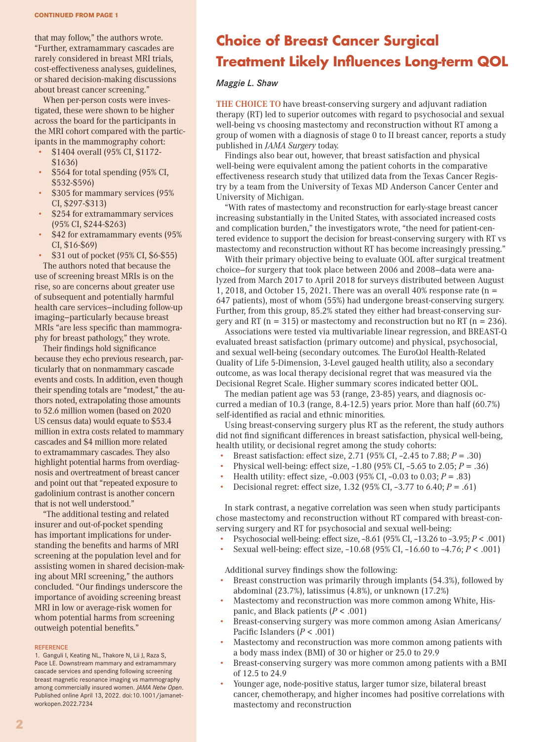CONTINUED FROM PAGE 1

that may follow," the authors wrote. "Further, extramammary cascades are rarely considered in breast MRI trials, cost-effectiveness analyses, guidelines, or shared decision-making discussions about breast cancer screening."

When per-person costs were investigated, these were shown to be higher across the board for the participants in the MRI cohort compared with the participants in the mammography cohort:

- $1404 overall (95% CI, $1172-$1636)
- $564 for total spending (95% CI, $532-$596)
- $305 for mammary services (95% CI, $297-$313)
- $254 for extramammary services (95% CI, $244-$263)
- $42 for extramammary events (95% CI, $16-$69)
- $31 out of pocket (95% CI, $6-$55)

The authors noted that because the use of screening breast MRIs is on the rise, so are concerns about greater use of subsequent and potentially harmful health care services—including follow-up imaging—particularly because breast MRIs "are less specific than mammography for breast pathology," they wrote.

Their findings hold significance because they echo previous research, particularly that on nonmammary cascade events and costs. In addition, even though their spending totals are "modest," the authors noted, extrapolating those amounts to 52.6 million women (based on 2020 US census data) would equate to $53.4 million in extra costs related to mammary cascades and $4 million more related to extramammary cascades. They also highlight potential harms from overdiagnosis and overtreatment of breast cancer and point out that "repeated exposure to gadolinium contrast is another concern that is not well understood."

"The additional testing and related insurer and out-of-pocket spending has important implications for understanding the benefits and harms of MRI screening at the population level and for assisting women in shared decision-making about MRI screening," the authors concluded. "Our findings underscore the importance of avoiding screening breast MRI in low or average-risk women for whom potential harms from screening outweigh potential benefits."

REFERENCE

1. Ganguli I, Keating NL, Thakore N, Lii J, Raza S, Pace LE. Downstream mammary and extramammary cascade services and spending following screening breast magnetic resonance imaging vs mammography among commercially insured women. *JAMA Netw Open*. Published online April 13, 2022. doi:10.1001/jamanetworkopen.2022.7234

# Choice of Breast Cancer Surgical Treatment Likely Influences Long-term QOL

*Maggie L. Shaw*

THE CHOICE TO have breast-conserving surgery and adjuvant radiation therapy (RT) led to superior outcomes with regard to psychosocial and sexual well-being vs choosing mastectomy and reconstruction without RT among a group of women with a diagnosis of stage 0 to II breast cancer, reports a study published in *JAMA Surgery* today.

Findings also bear out, however, that breast satisfaction and physical well-being were equivalent among the patient cohorts in the comparative effectiveness research study that utilized data from the Texas Cancer Registry by a team from the University of Texas MD Anderson Cancer Center and University of Michigan.

"With rates of mastectomy and reconstruction for early-stage breast cancer increasing substantially in the United States, with associated increased costs and complication burden," the investigators wrote, "the need for patient-centered evidence to support the decision for breast-conserving surgery with RT vs mastectomy and reconstruction without RT has become increasingly pressing."

With their primary objective being to evaluate QOL after surgical treatment choice—for surgery that took place between 2006 and 2008—data were analyzed from March 2017 to April 2018 for surveys distributed between August 1, 2018, and October 15, 2021. There was an overall 40% response rate (n = 647 patients), most of whom (55%) had undergone breast-conserving surgery. Further, from this group, 85.2% stated they either had breast-conserving surgery and RT (n = 315) or mastectomy and reconstruction but no RT (n = 236).

Associations were tested via multivariable linear regression, and BREAST-Q evaluated breast satisfaction (primary outcome) and physical, psychosocial, and sexual well-being (secondary outcomes. The EuroQol Health-Related Quality of Life 5-Dimension, 3-Level gauged health utility, also a secondary outcome, as was local therapy decisional regret that was measured via the Decisional Regret Scale. Higher summary scores indicated better QOL.

The median patient age was 53 (range, 23-85) years, and diagnosis occurred a median of 10.3 (range, 8.4-12.5) years prior. More than half (60.7%) self-identified as racial and ethnic minorities.

Using breast-conserving surgery plus RT as the referent, the study authors did not find significant differences in breast satisfaction, physical well-being, health utility, or decisional regret among the study cohorts:

- Breast satisfaction: effect size, 2.71 (95% CI, –2.45 to 7.88; $P$ = .30)
- Physical well-being: effect size, –1.80 (95% CI, –5.65 to 2.05; $P$ = .36)
- Health utility: effect size, –0.003 (95% CI, –0.03 to 0.03; $P$ = .83)
- Decisional regret: effect size, 1.32 (95% CI, –3.77 to 6.40; $P$ = .61)

In stark contrast, a negative correlation was seen when study participants chose mastectomy and reconstruction without RT compared with breast-conserving surgery and RT for psychosocial and sexual well-being:

- Psychosocial well-being: effect size, –8.61 (95% CI, –13.26 to –3.95; $P < .001$)
- Sexual well-being: effect size, –10.68 (95% CI, –16.60 to –4.76; $P < .001$)

Additional survey findings show the following:

- Breast construction was primarily through implants (54.3%), followed by abdominal (23.7%), latissimus (4.8%), or unknown (17.2%)
- Mastectomy and reconstruction was more common among White, Hispanic, and Black patients ($P < .001$)
- Breast-conserving surgery was more common among Asian Americans/Pacific Islanders ($P < .001$)
- Mastectomy and reconstruction was more common among patients with a body mass index (BMI) of 30 or higher or 25.0 to 29.9
- Breast-conserving surgery was more common among patients with a BMI of 12.5 to 24.9
- Younger age, node-positive status, larger tumor size, bilateral breast cancer, chemotherapy, and higher incomes had positive correlations with mastectomy and reconstruction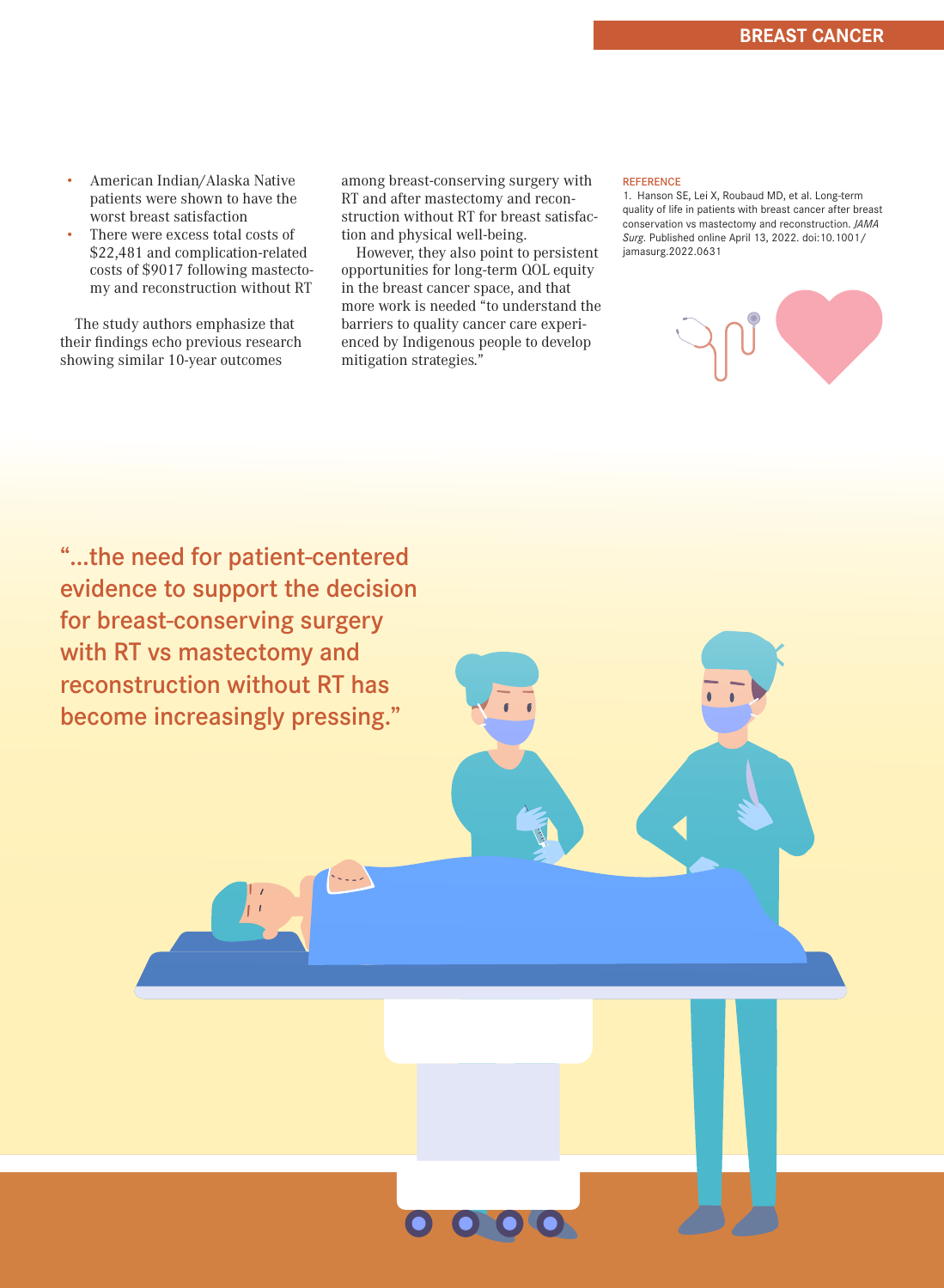- American Indian/Alaska Native patients were shown to have the worst breast satisfaction
- There were excess total costs of $22,481 and complication-related costs of $9017 following mastectomy and reconstruction without RT

The study authors emphasize that their findings echo previous research showing similar 10-year outcomes among breast-conserving surgery with RT and after mastectomy and reconstruction without RT for breast satisfaction and physical well-being.

However, they also point to persistent opportunities for long-term QOL equity in the breast cancer space, and that more work is needed "to understand the barriers to quality cancer care experienced by Indigenous people to develop mitigation strategies."

**REFERENCE**

1. Hanson SE, Lei X, Roubaud MD, et al. Long-term quality of life in patients with breast cancer after breast conservation vs mastectomy and reconstruction. *JAMA Surg*. Published online April 13, 2022. doi:10.1001/jamasurg.2022.0631

> "...the need for patient-centered evidence to support the decision for breast-conserving surgery with RT vs mastectomy and reconstruction without RT has become increasingly pressing."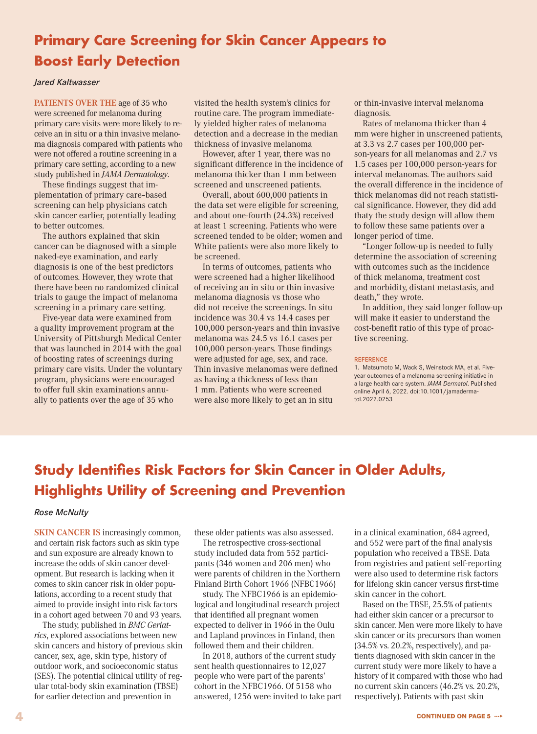# Primary Care Screening for Skin Cancer Appears to Boost Early Detection

*Jared Kaltwasser*

**PATIENTS OVER THE** age of 35 who were screened for melanoma during primary care visits were more likely to receive an in situ or a thin invasive melanoma diagnosis compared with patients who were not offered a routine screening in a primary care setting, according to a new study published in *JAMA Dermatology*.

These findings suggest that implementation of primary care–based screening can help physicians catch skin cancer earlier, potentially leading to better outcomes.

The authors explained that skin cancer can be diagnosed with a simple naked-eye examination, and early diagnosis is one of the best predictors of outcomes. However, they wrote that there have been no randomized clinical trials to gauge the impact of melanoma screening in a primary care setting.

Five-year data were examined from a quality improvement program at the University of Pittsburgh Medical Center that was launched in 2014 with the goal of boosting rates of screenings during primary care visits. Under the voluntary program, physicians were encouraged to offer full skin examinations annually to patients over the age of 35 who visited the health system's clinics for routine care. The program immediately yielded higher rates of melanoma detection and a decrease in the median thickness of invasive melanoma

However, after 1 year, there was no significant difference in the incidence of melanoma thicker than 1 mm between screened and unscreened patients.

Overall, about 600,000 patients in the data set were eligible for screening, and about one-fourth (24.3%) received at least 1 screening. Patients who were screened tended to be older; women and White patients were also more likely to be screened.

In terms of outcomes, patients who were screened had a higher likelihood of receiving an in situ or thin invasive melanoma diagnosis vs those who did not receive the screenings. In situ incidence was 30.4 vs 14.4 cases per 100,000 person-years and thin invasive melanoma was 24.5 vs 16.1 cases per 100,000 person-years. Those findings were adjusted for age, sex, and race. Thin invasive melanomas were defined as having a thickness of less than 1 mm. Patients who were screened were also more likely to get an in situ or thin-invasive interval melanoma diagnosis.

Rates of melanoma thicker than 4 mm were higher in unscreened patients, at 3.3 vs 2.7 cases per 100,000 person-years for all melanomas and 2.7 vs 1.5 cases per 100,000 person-years for interval melanomas. The authors said the overall difference in the incidence of thick melanomas did not reach statistical significance. However, they did add thaty the study design will allow them to follow these same patients over a longer period of time.

"Longer follow-up is needed to fully determine the association of screening with outcomes such as the incidence of thick melanoma, treatment cost and morbidity, distant metastasis, and death," they wrote.

In addition, they said longer follow-up will make it easier to understand the cost-benefit ratio of this type of proactive screening.

REFERENCE

1. Matsumoto M, Wack S, Weinstock MA, et al. Five-year outcomes of a melanoma screening initiative in a large health care system. *JAMA Dermatol*. Published online April 6, 2022. doi:10.1001/jamadermatol.2022.0253

# Study Identifies Risk Factors for Skin Cancer in Older Adults, Highlights Utility of Screening and Prevention

*Rose McNulty*

**SKIN CANCER IS** increasingly common, and certain risk factors such as skin type and sun exposure are already known to increase the odds of skin cancer development. But research is lacking when it comes to skin cancer risk in older populations, according to a recent study that aimed to provide insight into risk factors in a cohort aged between 70 and 93 years.

The study, published in *BMC Geriatrics*, explored associations between new skin cancers and history of previous skin cancer, sex, age, skin type, history of outdoor work, and socioeconomic status (SES). The potential clinical utility of regular total-body skin examination (TBSE) for earlier detection and prevention in these older patients was also assessed.

The retrospective cross-sectional study included data from 552 participants (346 women and 206 men) who were parents of children in the Northern Finland Birth Cohort 1966 (NFBC1966) study. The NFBC1966 is an epidemiological and longitudinal research project that identified all pregnant women expected to deliver in 1966 in the Oulu and Lapland provinces in Finland, then followed them and their children.

In 2018, authors of the current study sent health questionnaires to 12,027 people who were part of the parents' cohort in the NFBC1966. Of 5158 who answered, 1256 were invited to take part in a clinical examination, 684 agreed, and 552 were part of the final analysis population who received a TBSE. Data from registries and patient self-reporting were also used to determine risk factors for lifelong skin cancer versus first-time skin cancer in the cohort.

Based on the TBSE, 25.5% of patients had either skin cancer or a precursor to skin cancer. Men were more likely to have skin cancer or its precursors than women (34.5% vs. 20.2%, respectively), and patients diagnosed with skin cancer in the current study were more likely to have a history of it compared with those who had no current skin cancers (46.2% vs. 20.2%, respectively). Patients with past skin

CONTINUED ON PAGE 5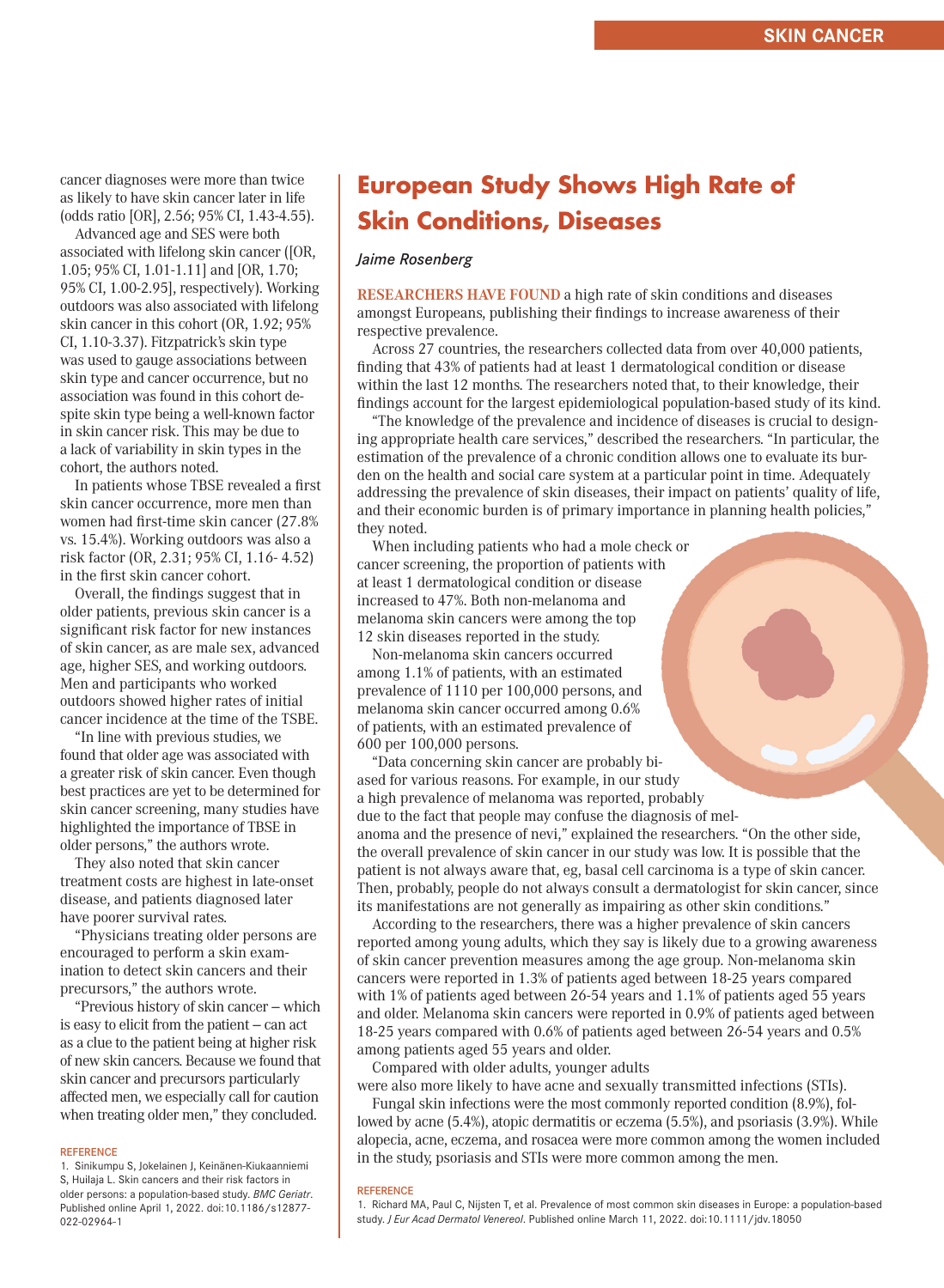cancer diagnoses were more than twice as likely to have skin cancer later in life (odds ratio [OR], 2.56; 95% CI, 1.43-4.55).

Advanced age and SES were both associated with lifelong skin cancer ([OR, 1.05; 95% CI, 1.01-1.11] and [OR, 1.70; 95% CI, 1.00-2.95], respectively). Working outdoors was also associated with lifelong skin cancer in this cohort (OR, 1.92; 95% CI, 1.10-3.37). Fitzpatrick's skin type was used to gauge associations between skin type and cancer occurrence, but no association was found in this cohort despite skin type being a well-known factor in skin cancer risk. This may be due to a lack of variability in skin types in the cohort, the authors noted.

In patients whose TBSE revealed a first skin cancer occurrence, more men than women had first-time skin cancer (27.8% vs. 15.4%). Working outdoors was also a risk factor (OR, 2.31; 95% CI, 1.16- 4.52) in the first skin cancer cohort.

Overall, the findings suggest that in older patients, previous skin cancer is a significant risk factor for new instances of skin cancer, as are male sex, advanced age, higher SES, and working outdoors. Men and participants who worked outdoors showed higher rates of initial cancer incidence at the time of the TSBE.

"In line with previous studies, we found that older age was associated with a greater risk of skin cancer. Even though best practices are yet to be determined for skin cancer screening, many studies have highlighted the importance of TBSE in older persons," the authors wrote.

They also noted that skin cancer treatment costs are highest in late-onset disease, and patients diagnosed later have poorer survival rates.

"Physicians treating older persons are encouraged to perform a skin examination to detect skin cancers and their precursors," the authors wrote.

"Previous history of skin cancer – which is easy to elicit from the patient – can act as a clue to the patient being at higher risk of new skin cancers. Because we found that skin cancer and precursors particularly affected men, we especially call for caution when treating older men," they concluded.

REFERENCE

1. Sinikumpu S, Jokelainen J, Keinänen-Kiukaanniemi S, Huilaja L. Skin cancers and their risk factors in older persons: a population-based study. *BMC Geriatr*. Published online April 1, 2022. doi:10.1186/s12877-022-02964-1

# European Study Shows High Rate of Skin Conditions, Diseases

*Jaime Rosenberg*

**RESEARCHERS HAVE FOUND** a high rate of skin conditions and diseases amongst Europeans, publishing their findings to increase awareness of their respective prevalence.

Across 27 countries, the researchers collected data from over 40,000 patients, finding that 43% of patients had at least 1 dermatological condition or disease within the last 12 months. The researchers noted that, to their knowledge, their findings account for the largest epidemiological population-based study of its kind.

"The knowledge of the prevalence and incidence of diseases is crucial to designing appropriate health care services," described the researchers. "In particular, the estimation of the prevalence of a chronic condition allows one to evaluate its burden on the health and social care system at a particular point in time. Adequately addressing the prevalence of skin diseases, their impact on patients' quality of life, and their economic burden is of primary importance in planning health policies," they noted.

When including patients who had a mole check or cancer screening, the proportion of patients with at least 1 dermatological condition or disease increased to 47%. Both non-melanoma and melanoma skin cancers were among the top 12 skin diseases reported in the study.

Non-melanoma skin cancers occurred among 1.1% of patients, with an estimated prevalence of 1110 per 100,000 persons, and melanoma skin cancer occurred among 0.6% of patients, with an estimated prevalence of 600 per 100,000 persons.

"Data concerning skin cancer are probably biased for various reasons. For example, in our study a high prevalence of melanoma was reported, probably due to the fact that people may confuse the diagnosis of melanoma and the presence of nevi," explained the researchers. "On the other side, the overall prevalence of skin cancer in our study was low. It is possible that the patient is not always aware that, eg, basal cell carcinoma is a type of skin cancer. Then, probably, people do not always consult a dermatologist for skin cancer, since its manifestations are not generally as impairing as other skin conditions."

According to the researchers, there was a higher prevalence of skin cancers reported among young adults, which they say is likely due to a growing awareness of skin cancer prevention measures among the age group. Non-melanoma skin cancers were reported in 1.3% of patients aged between 18-25 years compared with 1% of patients aged between 26-54 years and 1.1% of patients aged 55 years and older. Melanoma skin cancers were reported in 0.9% of patients aged between 18-25 years compared with 0.6% of patients aged between 26-54 years and 0.5% among patients aged 55 years and older.

Compared with older adults, younger adults were also more likely to have acne and sexually transmitted infections (STIs).

Fungal skin infections were the most commonly reported condition (8.9%), followed by acne (5.4%), atopic dermatitis or eczema (5.5%), and psoriasis (3.9%). While alopecia, acne, eczema, and rosacea were more common among the women included in the study, psoriasis and STIs were more common among the men.

REFERENCE

1. Richard MA, Paul C, Nijsten T, et al. Prevalence of most common skin diseases in Europe: a population-based study. *J Eur Acad Dermatol Venereol*. Published online March 11, 2022. doi:10.1111/jdv.18050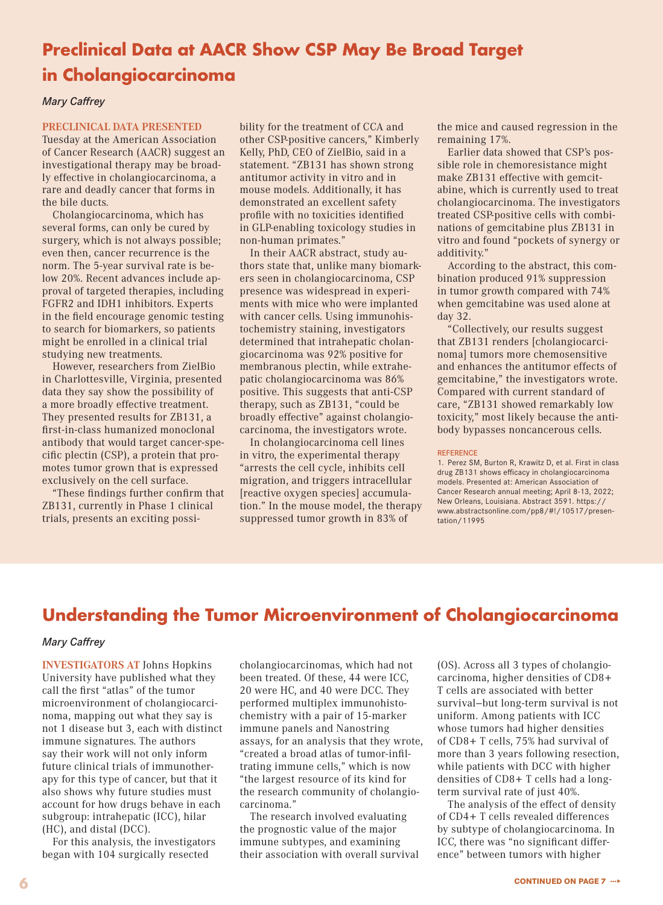# Preclinical Data at AACR Show CSP May Be Broad Target in Cholangiocarcinoma

*Mary Caffrey*

**PRECLINICAL DATA PRESENTED** Tuesday at the American Association of Cancer Research (AACR) suggest an investigational therapy may be broadly effective in cholangiocarcinoma, a rare and deadly cancer that forms in the bile ducts.

Cholangiocarcinoma, which has several forms, can only be cured by surgery, which is not always possible; even then, cancer recurrence is the norm. The 5-year survival rate is below 20%. Recent advances include approval of targeted therapies, including FGFR2 and IDH1 inhibitors. Experts in the field encourage genomic testing to search for biomarkers, so patients might be enrolled in a clinical trial studying new treatments.

However, researchers from ZielBio in Charlottesville, Virginia, presented data they say show the possibility of a more broadly effective treatment. They presented results for ZB131, a first-in-class humanized monoclonal antibody that would target cancer-specific plectin (CSP), a protein that promotes tumor grown that is expressed exclusively on the cell surface.

"These findings further confirm that ZB131, currently in Phase 1 clinical trials, presents an exciting possibility for the treatment of CCA and other CSP-positive cancers," Kimberly Kelly, PhD, CEO of ZielBio, said in a statement. "ZB131 has shown strong antitumor activity in vitro and in mouse models. Additionally, it has demonstrated an excellent safety profile with no toxicities identified in GLP-enabling toxicology studies in non-human primates."

In their AACR abstract, study authors state that, unlike many biomarkers seen in cholangiocarcinoma, CSP presence was widespread in experiments with mice who were implanted with cancer cells. Using immunohistochemistry staining, investigators determined that intrahepatic cholangiocarcinoma was 92% positive for membranous plectin, while extrahepatic cholangiocarcinoma was 86% positive. This suggests that anti-CSP therapy, such as ZB131, "could be broadly effective" against cholangiocarcinoma, the investigators wrote.

In cholangiocarcinoma cell lines in vitro, the experimental therapy "arrests the cell cycle, inhibits cell migration, and triggers intracellular [reactive oxygen species] accumulation." In the mouse model, the therapy suppressed tumor growth in 83% of the mice and caused regression in the remaining 17%.

Earlier data showed that CSP's possible role in chemoresistance might make ZB131 effective with gemcitabine, which is currently used to treat cholangiocarcinoma. The investigators treated CSP-positive cells with combinations of gemcitabine plus ZB131 in vitro and found "pockets of synergy or additivity."

According to the abstract, this combination produced 91% suppression in tumor growth compared with 74% when gemcitabine was used alone at day 32.

"Collectively, our results suggest that ZB131 renders [cholangiocarcinoma] tumors more chemosensitive and enhances the antitumor effects of gemcitabine," the investigators wrote. Compared with current standard of care, "ZB131 showed remarkably low toxicity," most likely because the antibody bypasses noncancerous cells.

**REFERENCE**

1. Perez SM, Burton R, Krawitz D, et al. First in class drug ZB131 shows efficacy in cholangiocarcinoma models. Presented at: American Association of Cancer Research annual meeting; April 8-13, 2022; New Orleans, Louisiana. Abstract 3591. https://www.abstractsonline.com/pp8/#!/10517/presentation/11995

# Understanding the Tumor Microenvironment of Cholangiocarcinoma

*Mary Caffrey*

**INVESTIGATORS AT** Johns Hopkins University have published what they call the first "atlas" of the tumor microenvironment of cholangiocarcinoma, mapping out what they say is not 1 disease but 3, each with distinct immune signatures. The authors say their work will not only inform future clinical trials of immunotherapy for this type of cancer, but that it also shows why future studies must account for how drugs behave in each subgroup: intrahepatic (ICC), hilar (HC), and distal (DCC).

For this analysis, the investigators began with 104 surgically resected cholangiocarcinomas, which had not been treated. Of these, 44 were ICC, 20 were HC, and 40 were DCC. They performed multiplex immunohistochemistry with a pair of 15-marker immune panels and Nanostring assays, for an analysis that they wrote, "created a broad atlas of tumor-infiltrating immune cells," which is now "the largest resource of its kind for the research community of cholangiocarcinoma."

The research involved evaluating the prognostic value of the major immune subtypes, and examining their association with overall survival (OS). Across all 3 types of cholangiocarcinoma, higher densities of CD8+ T cells are associated with better survival—but long-term survival is not uniform. Among patients with ICC whose tumors had higher densities of CD8+ T cells, 75% had survival of more than 3 years following resection, while patients with DCC with higher densities of CD8+ T cells had a long-term survival rate of just 40%.

The analysis of the effect of density of CD4+ T cells revealed differences by subtype of cholangiocarcinoma. In ICC, there was "no significant difference" between tumors with higher

CONTINUED ON PAGE 7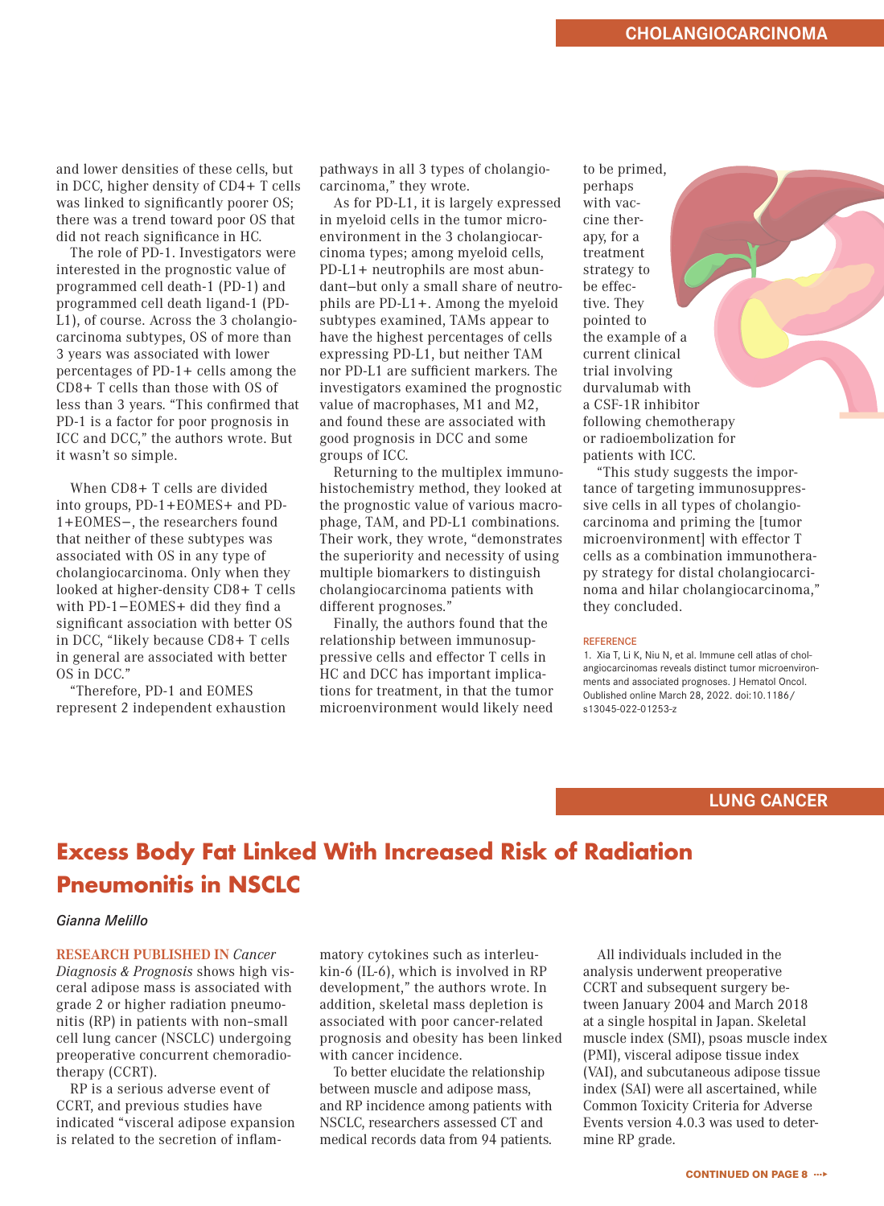and lower densities of these cells, but in DCC, higher density of CD4+ T cells was linked to significantly poorer OS; there was a trend toward poor OS that did not reach significance in HC.

The role of PD-1. Investigators were interested in the prognostic value of programmed cell death-1 (PD-1) and programmed cell death ligand-1 (PD-L1), of course. Across the 3 cholangiocarcinoma subtypes, OS of more than 3 years was associated with lower percentages of PD-1+ cells among the CD8+ T cells than those with OS of less than 3 years. "This confirmed that PD-1 is a factor for poor prognosis in ICC and DCC," the authors wrote. But it wasn't so simple.

When CD8+ T cells are divided into groups, PD-1+EOMES+ and PD-1+EOMES−, the researchers found that neither of these subtypes was associated with OS in any type of cholangiocarcinoma. Only when they looked at higher-density CD8+ T cells with PD-1−EOMES+ did they find a significant association with better OS in DCC, "likely because CD8+ T cells in general are associated with better OS in DCC."

"Therefore, PD-1 and EOMES represent 2 independent exhaustion pathways in all 3 types of cholangiocarcinoma," they wrote.

As for PD-L1, it is largely expressed in myeloid cells in the tumor microenvironment in the 3 cholangiocarcinoma types; among myeloid cells, PD-L1+ neutrophils are most abundant—but only a small share of neutrophils are PD-L1+. Among the myeloid subtypes examined, TAMs appear to have the highest percentages of cells expressing PD-L1, but neither TAM nor PD-L1 are sufficient markers. The investigators examined the prognostic value of macrophases, M1 and M2, and found these are associated with good prognosis in DCC and some groups of ICC.

Returning to the multiplex immunohistochemistry method, they looked at the prognostic value of various macrophage, TAM, and PD-L1 combinations. Their work, they wrote, "demonstrates the superiority and necessity of using multiple biomarkers to distinguish cholangiocarcinoma patients with different prognoses."

Finally, the authors found that the relationship between immunosuppressive cells and effector T cells in HC and DCC has important implications for treatment, in that the tumor microenvironment would likely need to be primed, perhaps with vaccine therapy, for a treatment strategy to be effective. They pointed to the example of a current clinical trial involving durvalumab with a CSF-1R inhibitor following chemotherapy or radioembolization for patients with ICC.

"This study suggests the importance of targeting immunosuppressive cells in all types of cholangiocarcinoma and priming the [tumor microenvironment] with effector T cells as a combination immunotherapy strategy for distal cholangiocarcinoma and hilar cholangiocarcinoma," they concluded.

REFERENCE

1. Xia T, Li K, Niu N, et al. Immune cell atlas of cholangiocarcinomas reveals distinct tumor microenvironments and associated prognoses. J Hematol Oncol. Oublished online March 28, 2022. doi:10.1186/s13045-022-01253-z

LUNG CANCER

# Excess Body Fat Linked With Increased Risk of Radiation Pneumonitis in NSCLC

*Gianna Melillo*

RESEARCH PUBLISHED IN *Cancer Diagnosis & Prognosis* shows high visceral adipose mass is associated with grade 2 or higher radiation pneumonitis (RP) in patients with non–small cell lung cancer (NSCLC) undergoing preoperative concurrent chemoradiotherapy (CCRT).

RP is a serious adverse event of CCRT, and previous studies have indicated "visceral adipose expansion is related to the secretion of inflammatory cytokines such as interleukin-6 (IL-6), which is involved in RP development," the authors wrote. In addition, skeletal mass depletion is associated with poor cancer-related prognosis and obesity has been linked with cancer incidence.

To better elucidate the relationship between muscle and adipose mass, and RP incidence among patients with NSCLC, researchers assessed CT and medical records data from 94 patients.

All individuals included in the analysis underwent preoperative CCRT and subsequent surgery between January 2004 and March 2018 at a single hospital in Japan. Skeletal muscle index (SMI), psoas muscle index (PMI), visceral adipose tissue index (VAI), and subcutaneous adipose tissue index (SAI) were all ascertained, while Common Toxicity Criteria for Adverse Events version 4.0.3 was used to determine RP grade.

CONTINUED ON PAGE 8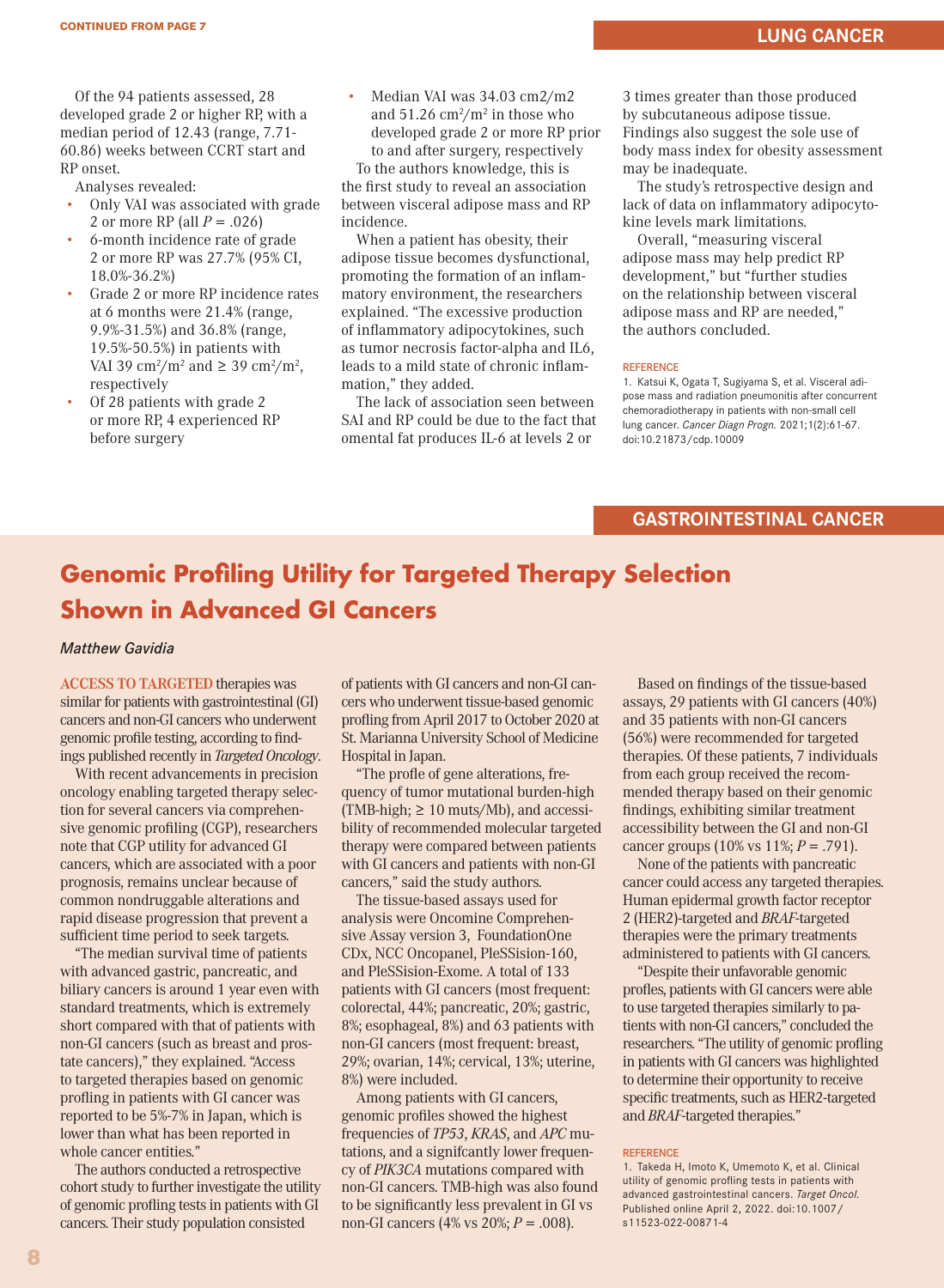Of the 94 patients assessed, 28 developed grade 2 or higher RP, with a median period of 12.43 (range, 7.71-60.86) weeks between CCRT start and RP onset.

Analyses revealed:

- Only VAI was associated with grade 2 or more RP (all $P$ = .026)
- 6-month incidence rate of grade 2 or more RP was 27.7% (95% CI, 18.0%-36.2%)
- Grade 2 or more RP incidence rates at 6 months were 21.4% (range, 9.9%-31.5%) and 36.8% (range, 19.5%-50.5%) in patients with VAI 39 cm²/m² and ≥ 39 cm²/m², respectively
- Of 28 patients with grade 2 or more RP, 4 experienced RP before surgery
- Median VAI was 34.03 cm2/m2 and 51.26 cm²/m² in those who developed grade 2 or more RP prior to and after surgery, respectively

To the authors knowledge, this is the first study to reveal an association between visceral adipose mass and RP incidence.

When a patient has obesity, their adipose tissue becomes dysfunctional, promoting the formation of an inflammatory environment, the researchers explained. "The excessive production of inflammatory adipocytokines, such as tumor necrosis factor-alpha and IL6, leads to a mild state of chronic inflammation," they added.

The lack of association seen between SAI and RP could be due to the fact that omental fat produces IL-6 at levels 2 or 3 times greater than those produced by subcutaneous adipose tissue. Findings also suggest the sole use of body mass index for obesity assessment may be inadequate.

The study's retrospective design and lack of data on inflammatory adipocytokine levels mark limitations.

Overall, "measuring visceral adipose mass may help predict RP development," but "further studies on the relationship between visceral adipose mass and RP are needed," the authors concluded.

REFERENCE

1. Katsui K, Ogata T, Sugiyama S, et al. Visceral adipose mass and radiation pneumonitis after concurrent chemoradiotherapy in patients with non-small cell lung cancer. *Cancer Diagn Progn.* 2021;1(2):61-67. doi:10.21873/cdp.10009

GASTROINTESTINAL CANCER

# Genomic Profiling Utility for Targeted Therapy Selection Shown in Advanced GI Cancers

*Matthew Gavidia*

ACCESS TO TARGETED therapies was similar for patients with gastrointestinal (GI) cancers and non-GI cancers who underwent genomic profile testing, according to findings published recently in *Targeted Oncology*.

With recent advancements in precision oncology enabling targeted therapy selection for several cancers via comprehensive genomic profiling (CGP), researchers note that CGP utility for advanced GI cancers, which are associated with a poor prognosis, remains unclear because of common nondruggable alterations and rapid disease progression that prevent a sufficient time period to seek targets.

"The median survival time of patients with advanced gastric, pancreatic, and biliary cancers is around 1 year even with standard treatments, which is extremely short compared with that of patients with non-GI cancers (such as breast and prostate cancers)," they explained. "Access to targeted therapies based on genomic profiling in patients with GI cancer was reported to be 5%-7% in Japan, which is lower than what has been reported in whole cancer entities."

The authors conducted a retrospective cohort study to further investigate the utility of genomic profiling tests in patients with GI cancers. Their study population consisted of patients with GI cancers and non-GI cancers who underwent tissue-based genomic profiling from April 2017 to October 2020 at St. Marianna University School of Medicine Hospital in Japan.

"The profile of gene alterations, frequency of tumor mutational burden-high (TMB-high; ≥ 10 muts/Mb), and accessibility of recommended molecular targeted therapy were compared between patients with GI cancers and patients with non-GI cancers," said the study authors.

The tissue-based assays used for analysis were Oncomine Comprehensive Assay version 3, FoundationOne CDx, NCC Oncopanel, PleSSision-160, and PleSSision-Exome. A total of 133 patients with GI cancers (most frequent: colorectal, 44%; pancreatic, 20%; gastric, 8%; esophageal, 8%) and 63 patients with non-GI cancers (most frequent: breast, 29%; ovarian, 14%; cervical, 13%; uterine, 8%) were included.

Among patients with GI cancers, genomic profiles showed the highest frequencies of *TP53*, *KRAS*, and *APC* mutations, and a signifcantly lower frequency of *PIK3CA* mutations compared with non-GI cancers. TMB-high was also found to be significantly less prevalent in GI vs non-GI cancers (4% vs 20%; $P$ = .008).

Based on findings of the tissue-based assays, 29 patients with GI cancers (40%) and 35 patients with non-GI cancers (56%) were recommended for targeted therapies. Of these patients, 7 individuals from each group received the recommended therapy based on their genomic findings, exhibiting similar treatment accessibility between the GI and non-GI cancer groups (10% vs 11%; $P$ = .791).

None of the patients with pancreatic cancer could access any targeted therapies. Human epidermal growth factor receptor 2 (HER2)-targeted and *BRAF*-targeted therapies were the primary treatments administered to patients with GI cancers.

"Despite their unfavorable genomic profiles, patients with GI cancers were able to use targeted therapies similarly to patients with non-GI cancers," concluded the researchers. "The utility of genomic profiling in patients with GI cancers was highlighted to determine their opportunity to receive specific treatments, such as HER2-targeted and *BRAF*-targeted therapies."

REFERENCE

1. Takeda H, Imoto K, Umemoto K, et al. Clinical utility of genomic profiling tests in patients with advanced gastrointestinal cancers. *Target Oncol.* Published online April 2, 2022. doi:10.1007/s11523-022-00871-4